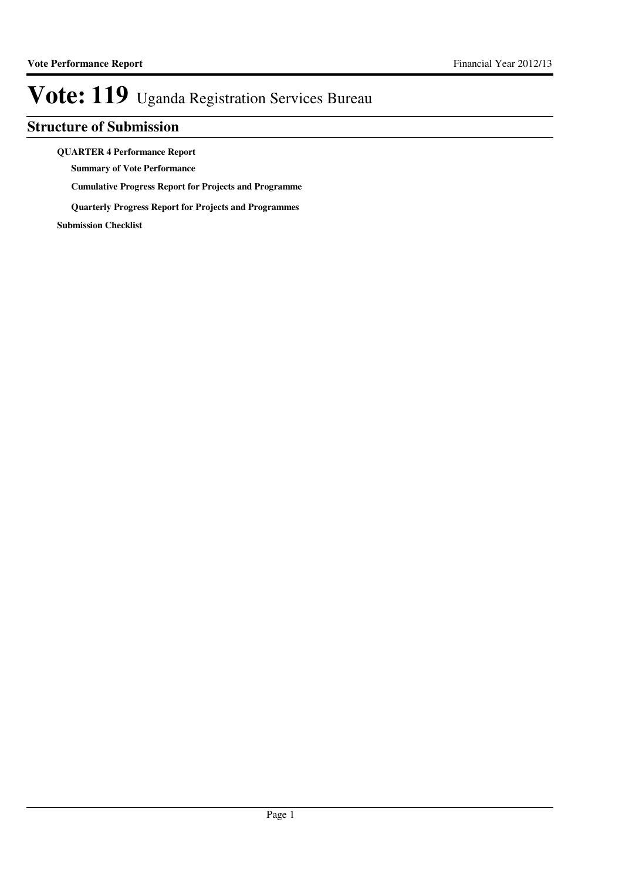# Vote: 119 Uganda Registration Services Bureau

## Structure of Submission

**QUARTER 4 Performance Report**

- **Summary of Vote Performance**
- **Cumulative Progress Report for Projects and Programme**
- **Quarterly Progress Report for Projects and Programmes**

**Submission Checklist**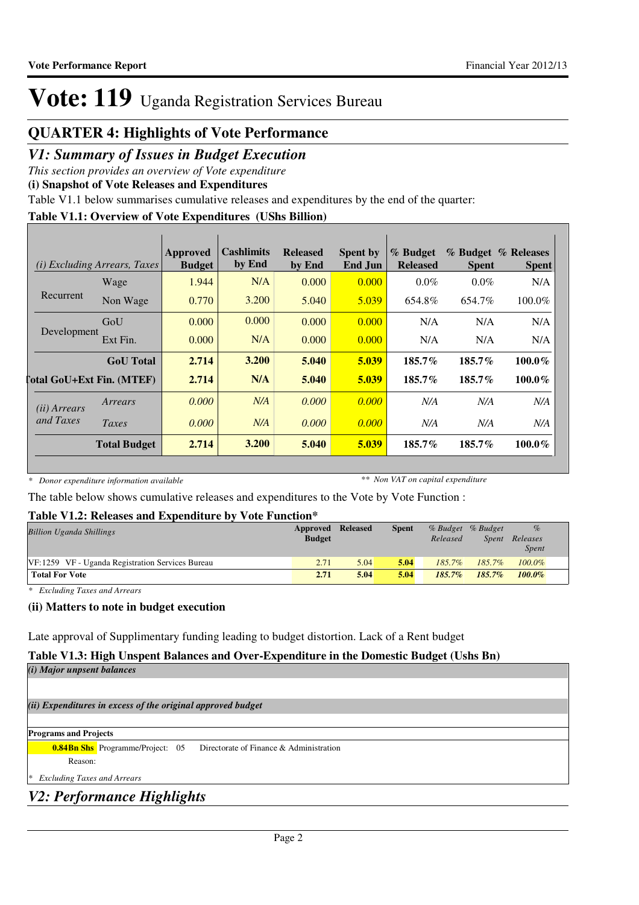# Vote: 119 Uganda Registration Services Bureau

## QUARTER 4: Highlights of Vote Performance

## *V1: Summary of Issues in Budget Execution*

*This section provides an overview of Vote expenditure*

**(i) Snapshot of Vote Releases and Expenditures**

Table V1.1 below summarises cumulative releases and expenditures by the end of the quarter:

**Table V1.1: Overview of Vote Expenditures (UShs Billion)**

| *(i) Excluding Arrears, Taxes* | | Approved Budget | Cashlimits by End | Released by End | Spent by End Jun | % Budget Released | % Budget Spent | % Releases Spent |
|---|---|---|---|---|---|---|---|---|
| Recurrent | Wage | 1.944 | N/A | 0.000 | 0.000 | 0.0% | 0.0% | N/A |
| | Non Wage | 0.770 | 3.200 | 5.040 | 5.039 | 654.8% | 654.7% | 100.0% |
| Development | GoU | 0.000 | 0.000 | 0.000 | 0.000 | N/A | N/A | N/A |
| | Ext Fin. | 0.000 | N/A | 0.000 | 0.000 | N/A | N/A | N/A |
| | **GoU Total** | **2.714** | **3.200** | **5.040** | **5.039** | **185.7%** | **185.7%** | **100.0%** |
| **Total GoU+Ext Fin. (MTEF)** | | **2.714** | **N/A** | **5.040** | **5.039** | **185.7%** | **185.7%** | **100.0%** |
| *(ii) Arrears and Taxes* | *Arrears* | *0.000* | *N/A* | *0.000* | *0.000* | *N/A* | *N/A* | *N/A* |
| | *Taxes* | *0.000* | *N/A* | *0.000* | *0.000* | *N/A* | *N/A* | *N/A* |
| | **Total Budget** | **2.714** | **3.200** | **5.040** | **5.039** | **185.7%** | **185.7%** | **100.0%** |

*\* Donor expenditure information available* *\*\* Non VAT on capital expenditure*

The table below shows cumulative releases and expenditures to the Vote by Vote Function :

**Table V1.2: Releases and Expenditure by Vote Function\***

| *Billion Uganda Shillings* | Approved Budget | Released | Spent | *% Budget Released* | *% Budget Spent* | *% Releases Spent* |
|---|---|---|---|---|---|---|
| VF:1259 VF - Uganda Registration Services Bureau | 2.71 | 5.04 | **5.04** | *185.7%* | *185.7%* | *100.0%* |
| **Total For Vote** | **2.71** | **5.04** | **5.04** | ***185.7%*** | ***185.7%*** | ***100.0%*** |

*\* Excluding Taxes and Arrears*

**(ii) Matters to note in budget execution**

Late approval of Supplimentary funding leading to budget distortion. Lack of a Rent budget

**Table V1.3: High Unspent Balances and Over-Expenditure in the Domestic Budget (Ushs Bn)**

***(i) Major unpent balances***

***(ii) Expenditures in excess of the original approved budget***

**Programs and Projects**

**0.84Bn Shs** Programme/Project: 05 Directorate of Finance & Administration

Reason:

*\* Excluding Taxes and Arrears*

## *V2: Performance Highlights*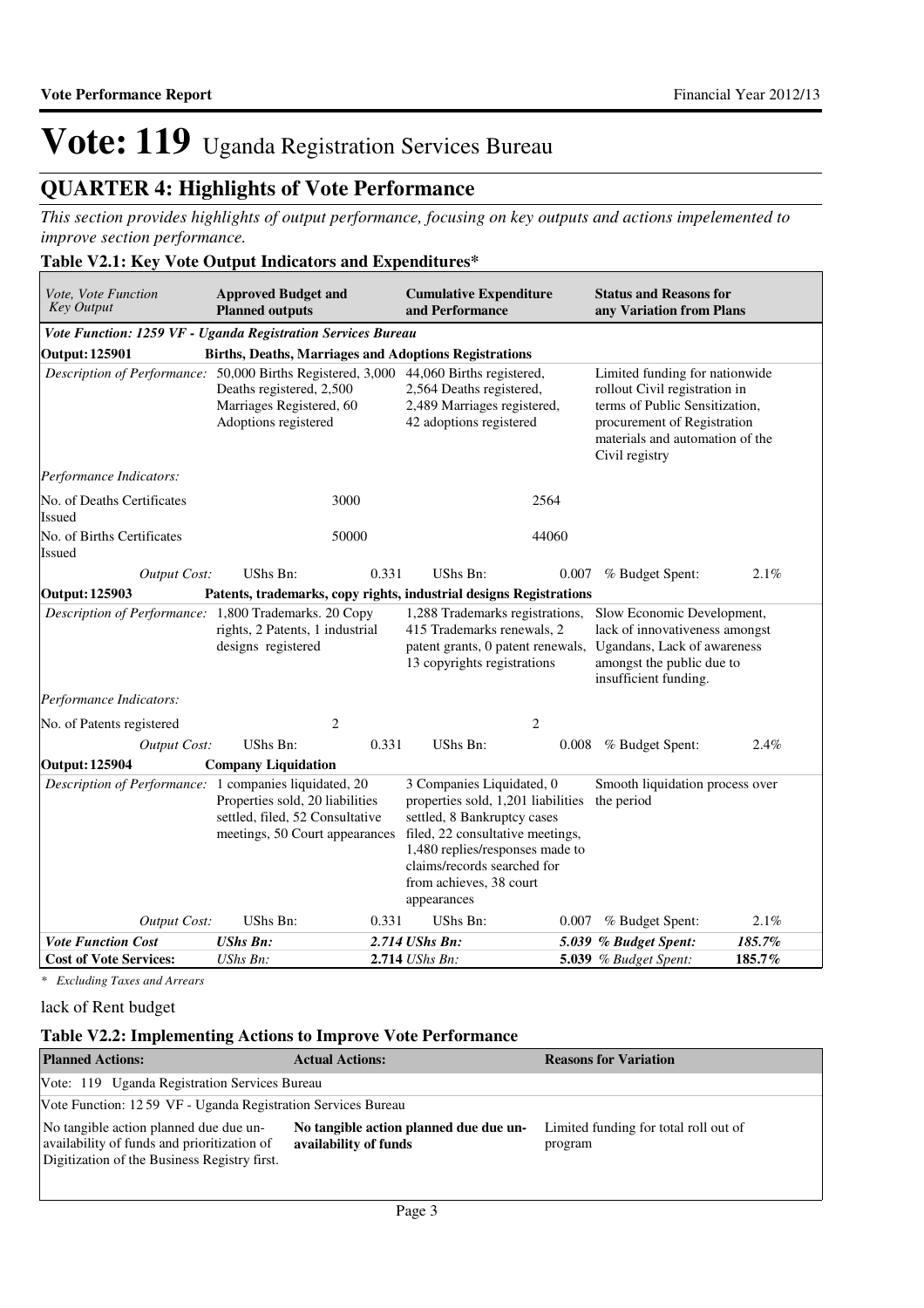# Vote: 119 Uganda Registration Services Bureau

## QUARTER 4: Highlights of Vote Performance

*This section provides highlights of output performance, focusing on key outputs and actions impelemented to improve section performance.*

### Table V2.1: Key Vote Output Indicators and Expenditures*

| *Vote, Vote Function Key Output* | **Approved Budget and Planned outputs** | | **Cumulative Expenditure and Performance** | | **Status and Reasons for any Variation from Plans** | |
|---|---|---|---|---|---|---|
| ***Vote Function: 1259 VF - Uganda Registration Services Bureau*** | | | | | | |
| **Output: 125901** | **Births, Deaths, Marriages and Adoptions Registrations** | | | | | |
| *Description of Performance:* | 50,000 Births Registered, 3,000 Deaths registered, 2,500 Marriages Registered, 60 Adoptions registered | | 44,060 Births registered, 2,564 Deaths registered, 2,489 Marriages registered, 42 adoptions registered | | Limited funding for nationwide rollout Civil registration in terms of Public Sensitization, procurement of Registration materials and automation of the Civil registry | |
| *Performance Indicators:* | | | | | | |
| No. of Deaths Certificates Issued | | 3000 | | 2564 | | |
| No. of Births Certificates Issued | | 50000 | | 44060 | | |
| *Output Cost:* | UShs Bn: | 0.331 | UShs Bn: | 0.007 | % Budget Spent: | 2.1% |
| **Output: 125903** | **Patents, trademarks, copy rights, industrial designs Registrations** | | | | | |
| *Description of Performance:* | 1,800 Trademarks. 20 Copy rights, 2 Patents, 1 industrial designs registered | | 1,288 Trademarks registrations, 415 Trademarks renewals, 2 patent grants, 0 patent renewals, 13 copyrights registrations | | Slow Economic Development, lack of innovativeness amongst Ugandans, Lack of awareness amongst the public due to insufficient funding. | |
| *Performance Indicators:* | | | | | | |
| No. of Patents registered | | 2 | | 2 | | |
| *Output Cost:* | UShs Bn: | 0.331 | UShs Bn: | 0.008 | % Budget Spent: | 2.4% |
| **Output: 125904** | **Company Liquidation** | | | | | |
| *Description of Performance:* | 1 companies liquidated, 20 Properties sold, 20 liabilities settled, filed, 52 Consultative meetings, 50 Court appearances | | 3 Companies Liquidated, 0 properties sold, 1,201 liabilities settled, 8 Bankruptcy cases filed, 22 consultative meetings, 1,480 replies/responses made to claims/records searched for from achieves, 38 court appearances | | Smooth liquidation process over the period | |
| *Output Cost:* | UShs Bn: | 0.331 | UShs Bn: | 0.007 | % Budget Spent: | 2.1% |
| ***Vote Function Cost*** | ***UShs Bn:*** | ***2.714*** | ***UShs Bn:*** | ***5.039*** | ***% Budget Spent:*** | ***185.7%*** |
| **Cost of Vote Services:** | *UShs Bn:* | **2.714** | *UShs Bn:* | **5.039** | *% Budget Spent:* | ***185.7%*** |

*\* Excluding Taxes and Arrears*

lack of Rent budget

### Table V2.2: Implementing Actions to Improve Vote Performance

| **Planned Actions:** | **Actual Actions:** | **Reasons for Variation** |
|---|---|---|
| Vote: 119 Uganda Registration Services Bureau | | |
| Vote Function: 12 59 VF - Uganda Registration Services Bureau | | |
| No tangible action planned due due un-availability of funds and prioritization of Digitization of the Business Registry first. | **No tangible action planned due due un-availability of funds** | Limited funding for total roll out of program |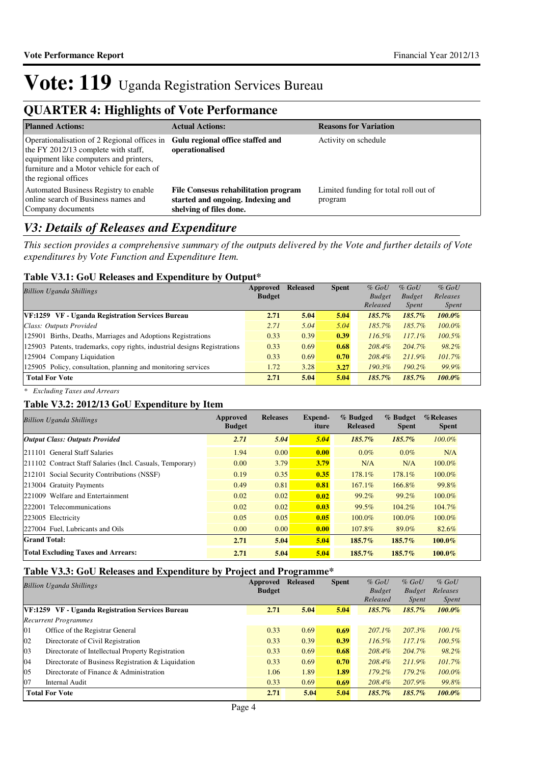# Vote: 119 Uganda Registration Services Bureau

## QUARTER 4: Highlights of Vote Performance

| Planned Actions: | Actual Actions: | Reasons for Variation |
|---|---|---|
| Operationalisation of 2 Regional offices in the FY 2012/13 complete with staff, equipment like computers and printers, furniture and a Motor vehicle for each of the regional offices | **Gulu regional office staffed and operationalised** | Activity on schedule |
| Automated Business Registry to enable online search of Business names and Company documents | **File Consesus rehabilitation program started and ongoing. Indexing and shelving of files done.** | Limited funding for total roll out of program |

## *V3: Details of Releases and Expenditure*

*This section provides a comprehensive summary of the outputs delivered by the Vote and further details of Vote expenditures by Vote Function and Expenditure Item.*

### Table V3.1: GoU Releases and Expenditure by Output*

| *Billion Uganda Shillings* | Approved Budget | Released | Spent | *% GoU Budget Released* | *% GoU Budget Spent* | *% GoU Releases Spent* |
|---|---|---|---|---|---|---|
| **VF:1259 VF - Uganda Registration Services Bureau** | **2.71** | **5.04** | **5.04** | ***185.7%*** | ***185.7%*** | ***100.0%*** |
| *Class: Outputs Provided* | *2.71* | *5.04* | *5.04* | *185.7%* | *185.7%* | *100.0%* |
| 125901 Births, Deaths, Marriages and Adoptions Registrations | 0.33 | 0.39 | **0.39** | *116.5%* | *117.1%* | *100.5%* |
| 125903 Patents, trademarks, copy rights, industrial designs Registrations | 0.33 | 0.69 | **0.68** | *208.4%* | *204.7%* | *98.2%* |
| 125904 Company Liquidation | 0.33 | 0.69 | **0.70** | *208.4%* | *211.9%* | *101.7%* |
| 125905 Policy, consultation, planning and monitoring services | 1.72 | 3.28 | **3.27** | *190.3%* | *190.2%* | *99.9%* |
| **Total For Vote** | **2.71** | **5.04** | **5.04** | ***185.7%*** | ***185.7%*** | ***100.0%*** |

*\* Excluding Taxes and Arrears*

### Table V3.2: 2012/13 GoU Expenditure by Item

| *Billion Uganda Shillings* | Approved Budget | Releases | Expend-iture | % Budgeted Released | % Budget Spent | %Releases Spent |
|---|---|---|---|---|---|---|
| ***Output Class: Outputs Provided*** | ***2.71*** | ***5.04*** | ***5.04*** | ***185.7%*** | ***185.7%*** | *100.0%* |
| 211101 General Staff Salaries | 1.94 | 0.00 | **0.00** | 0.0% | 0.0% | N/A |
| 211102 Contract Staff Salaries (Incl. Casuals, Temporary) | 0.00 | 3.79 | **3.79** | N/A | N/A | 100.0% |
| 212101 Social Security Contributions (NSSF) | 0.19 | 0.35 | **0.35** | 178.1% | 178.1% | 100.0% |
| 213004 Gratuity Payments | 0.49 | 0.81 | **0.81** | 167.1% | 166.8% | 99.8% |
| 221009 Welfare and Entertainment | 0.02 | 0.02 | **0.02** | 99.2% | 99.2% | 100.0% |
| 222001 Telecommunications | 0.02 | 0.02 | **0.03** | 99.5% | 104.2% | 104.7% |
| 223005 Electricity | 0.05 | 0.05 | **0.05** | 100.0% | 100.0% | 100.0% |
| 227004 Fuel, Lubricants and Oils | 0.00 | 0.00 | **0.00** | 107.8% | 89.0% | 82.6% |
| **Grand Total:** | **2.71** | **5.04** | **5.04** | **185.7%** | **185.7%** | **100.0%** |
| **Total Excluding Taxes and Arrears:** | **2.71** | **5.04** | **5.04** | **185.7%** | **185.7%** | **100.0%** |

### Table V3.3: GoU Releases and Expenditure by Project and Programme*

| *Billion Uganda Shillings* | Approved Budget | Released | Spent | *% GoU Budget Released* | *% GoU Budget Spent* | *% GoU Releases Spent* |
|---|---|---|---|---|---|---|
| **VF:1259 VF - Uganda Registration Services Bureau** | **2.71** | **5.04** | **5.04** | ***185.7%*** | ***185.7%*** | ***100.0%*** |
| *Recurrent Programmes* | | | | | | |
| 01 Office of the Registrar General | 0.33 | 0.69 | **0.69** | *207.1%* | *207.3%* | *100.1%* |
| 02 Directorate of Civil Registration | 0.33 | 0.39 | **0.39** | *116.5%* | *117.1%* | *100.5%* |
| 03 Directorate of Intellectual Property Registration | 0.33 | 0.69 | **0.68** | *208.4%* | *204.7%* | *98.2%* |
| 04 Directorate of Business Registration & Liquidation | 0.33 | 0.69 | **0.70** | *208.4%* | *211.9%* | *101.7%* |
| 05 Directorate of Finance & Administration | 1.06 | 1.89 | **1.89** | *179.2%* | *179.2%* | *100.0%* |
| 07 Internal Audit | 0.33 | 0.69 | **0.69** | *208.4%* | *207.9%* | *99.8%* |
| **Total For Vote** | **2.71** | **5.04** | **5.04** | ***185.7%*** | ***185.7%*** | ***100.0%*** |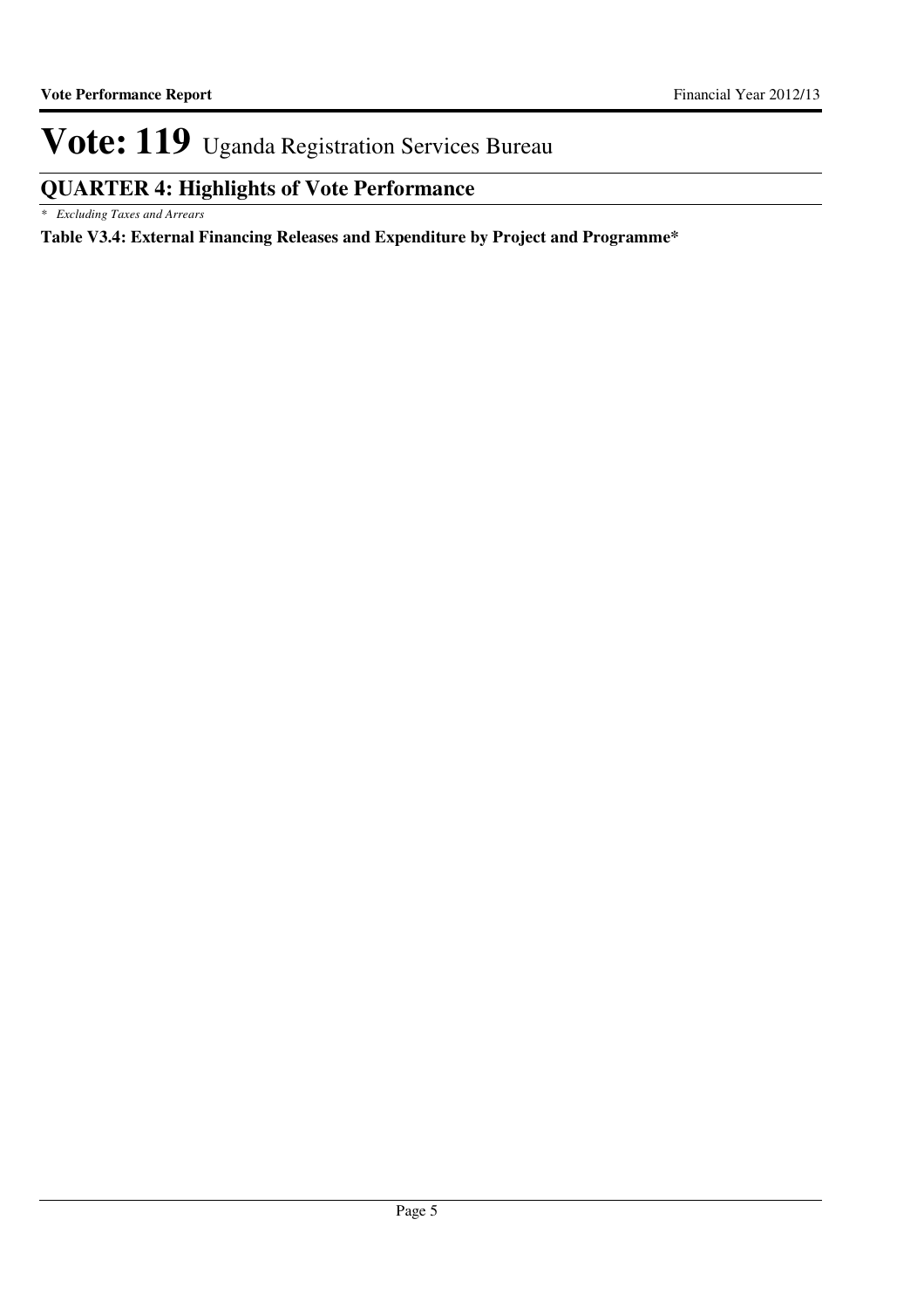# Vote: 119 Uganda Registration Services Bureau

## QUARTER 4: Highlights of Vote Performance

*\* Excluding Taxes and Arrears*

**Table V3.4: External Financing Releases and Expenditure by Project and Programme***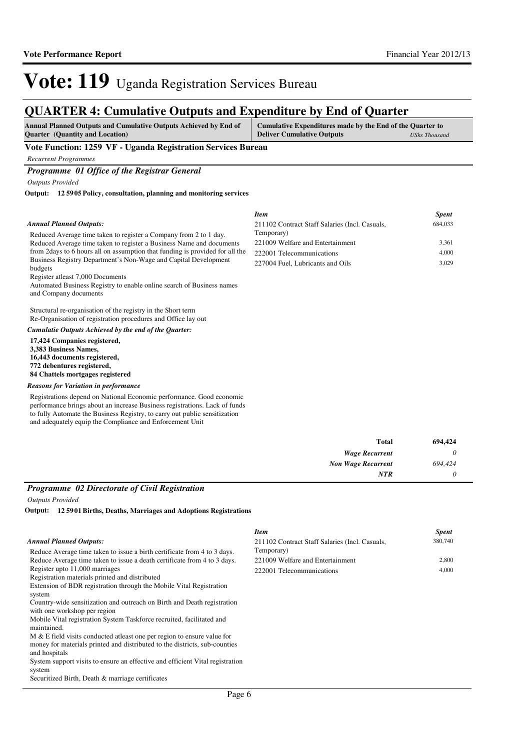# Vote: 119 Uganda Registration Services Bureau

## QUARTER 4: Cumulative Outputs and Expenditure by End of Quarter

**Annual Planned Outputs and Cumulative Outputs Achieved by End of Quarter (Quantity and Location)** | **Cumulative Expenditures made by the End of the Quarter to Deliver Cumulative Outputs** *UShs Thousand*

### Vote Function: 1259 VF - Uganda Registration Services Bureau

*Recurrent Programmes*

### *Programme 01 Office of the Registrar General*

*Outputs Provided*

**Output: 12 5905 Policy, consultation, planning and monitoring services**

*Annual Planned Outputs:*

Reduced Average time taken to register a Company from 2 to 1 day.
Reduced Average time taken to register a Business Name and documents from 2days to 6 hours all on assumption that funding is provided for all the Business Registry Department's Non-Wage and Capital Development budgets
Register atleast 7,000 Documents
Automated Business Registry to enable online search of Business names and Company documents

Structural re-organisation of the registry in the Short term
Re-Organisation of registration procedures and Office lay out

*Cumulatie Outputs Achieved by the end of the Quarter:*

**17,424 Companies registered,**
**3,383 Business Names,**
**16,443 documents registered,**
**772 debentures registered,**
**84 Chattels mortgages registered**

*Reasons for Variation in performance*

Registrations depend on National Economic performance. Good economic performance brings about an increase Business registrations. Lack of funds to fully Automate the Business Registry, to carry out public sensitization and adequately equip the Compliance and Enforcement Unit

| *Item* | *Spent* |
|---|---|
| 211102 Contract Staff Salaries (Incl. Casuals, Temporary) | 684,033 |
| 221009 Welfare and Entertainment | 3,361 |
| 222001 Telecommunications | 4,000 |
| 227004 Fuel, Lubricants and Oils | 3,029 |

| | |
|---|---|
| **Total** | **694,424** |
| ***Wage Recurrent*** | *0* |
| ***Non Wage Recurrent*** | *694,424* |
| ***NTR*** | *0* |

### *Programme 02 Directorate of Civil Registration*

*Outputs Provided*

**Output: 12 5901 Births, Deaths, Marriages and Adoptions Registrations**

*Annual Planned Outputs:*

Reduce Average time taken to issue a birth certificate from 4 to 3 days.
Reduce Average time taken to issue a death certificate from 4 to 3 days.
Register upto 11,000 marriages
Registration materials printed and distributed
Extension of BDR registration through the Mobile Vital Registration system
Country-wide sensitization and outreach on Birth and Death registration with one workshop per region
Mobile Vital registration System Taskforce recruited, facilitated and maintained.
M & E field visits conducted atleast one per region to ensure value for money for materials printed and distributed to the districts, sub-counties and hospitals
System support visits to ensure an effective and efficient Vital registration system
Securitized Birth, Death & marriage certificates

| *Item* | *Spent* |
|---|---|
| 211102 Contract Staff Salaries (Incl. Casuals, Temporary) | 380,740 |
| 221009 Welfare and Entertainment | 2,800 |
| 222001 Telecommunications | 4,000 |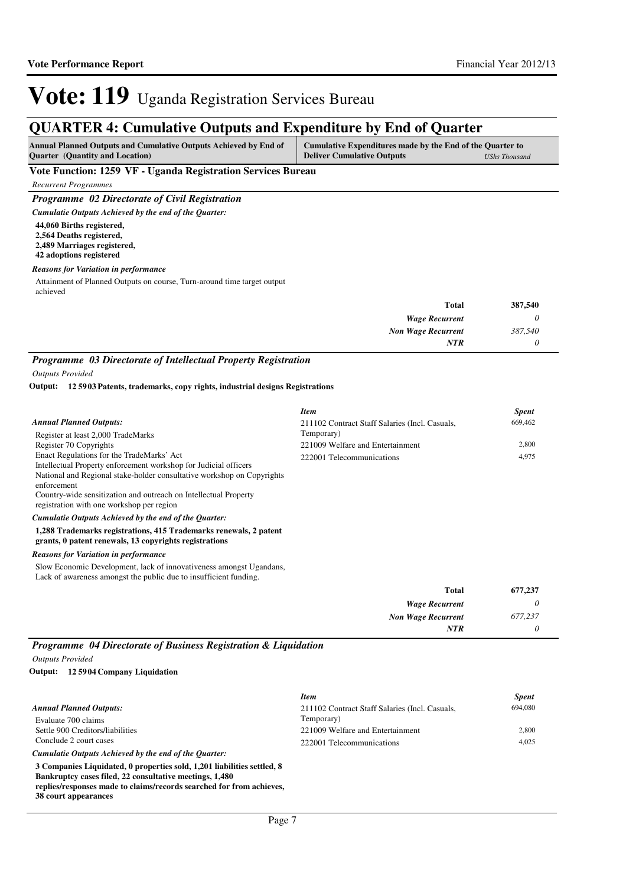# Vote: 119 Uganda Registration Services Bureau

## QUARTER 4: Cumulative Outputs and Expenditure by End of Quarter

| Annual Planned Outputs and Cumulative Outputs Achieved by End of Quarter (Quantity and Location) | Cumulative Expenditures made by the End of the Quarter to Deliver Cumulative Outputs *UShs Thousand* |
|---|---|

### Vote Function: 1259 VF - Uganda Registration Services Bureau

*Recurrent Programmes*

#### *Programme 02 Directorate of Civil Registration*

*Cumulatie Outputs Achieved by the end of the Quarter:*

**44,060 Births registered,**
**2,564 Deaths registered,**
**2,489 Marriages registered,**
**42 adoptions registered**

*Reasons for Variation in performance*

Attainment of Planned Outputs on course, Turn-around time target output achieved

| | |
|---|---|
| **Total** | **387,540** |
| *Wage Recurrent* | *0* |
| *Non Wage Recurrent* | *387,540* |
| *NTR* | *0* |

#### *Programme 03 Directorate of Intellectual Property Registration*

*Outputs Provided*

**Output: 12 5903 Patents, trademarks, copy rights, industrial designs Registrations**

*Annual Planned Outputs:*

Register at least 2,000 TradeMarks
Register 70 Copyrights
Enact Regulations for the TradeMarks' Act
Intellectual Property enforcement workshop for Judicial officers
National and Regional stake-holder consultative workshop on Copyrights enforcement
Country-wide sensitization and outreach on Intellectual Property registration with one workshop per region

| *Item* | *Spent* |
|---|---|
| 211102 Contract Staff Salaries (Incl. Casuals, Temporary) | 669,462 |
| 221009 Welfare and Entertainment | 2,800 |
| 222001 Telecommunications | 4,975 |

*Cumulatie Outputs Achieved by the end of the Quarter:*

**1,288 Trademarks registrations, 415 Trademarks renewals, 2 patent grants, 0 patent renewals, 13 copyrights registrations**

*Reasons for Variation in performance*

Slow Economic Development, lack of innovativeness amongst Ugandans, Lack of awareness amongst the public due to insufficient funding.

| | |
|---|---|
| **Total** | **677,237** |
| *Wage Recurrent* | *0* |
| *Non Wage Recurrent* | *677,237* |
| *NTR* | *0* |

#### *Programme 04 Directorate of Business Registration & Liquidation*

*Outputs Provided*

**Output: 12 5904 Company Liquidation**

*Annual Planned Outputs:*

Evaluate 700 claims
Settle 900 Creditors/liabilities
Conclude 2 court cases

| *Item* | *Spent* |
|---|---|
| 211102 Contract Staff Salaries (Incl. Casuals, Temporary) | 694,080 |
| 221009 Welfare and Entertainment | 2,800 |
| 222001 Telecommunications | 4,025 |

*Cumulatie Outputs Achieved by the end of the Quarter:*

**3 Companies Liquidated, 0 properties sold, 1,201 liabilities settled, 8 Bankruptcy cases filed, 22 consultative meetings, 1,480 replies/responses made to claims/records searched for from achieves, 38 court appearances**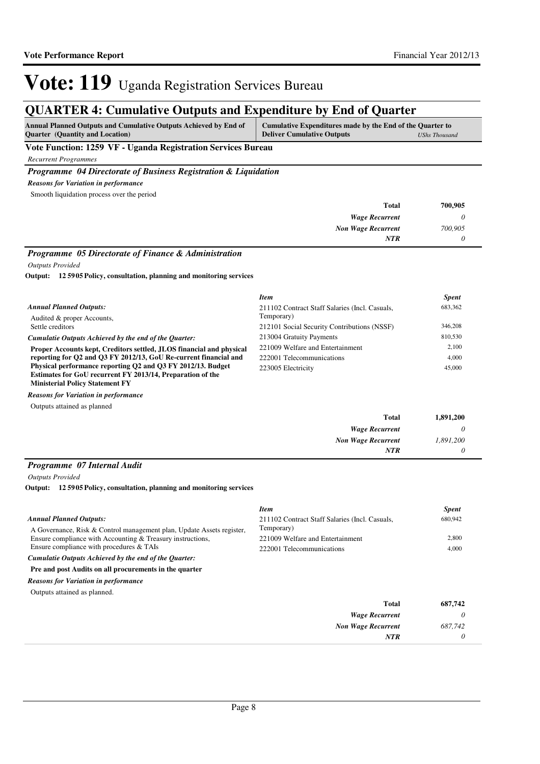# Vote: 119 Uganda Registration Services Bureau

## QUARTER 4: Cumulative Outputs and Expenditure by End of Quarter

| Annual Planned Outputs and Cumulative Outputs Achieved by End of Quarter (Quantity and Location) | Cumulative Expenditures made by the End of the Quarter to Deliver Cumulative Outputs *UShs Thousand* |
|---|---|

**Vote Function: 1259 VF - Uganda Registration Services Bureau**

*Recurrent Programmes*

### *Programme 04 Directorate of Business Registration & Liquidation*

***Reasons for Variation in performance***

Smooth liquidation process over the period

| | |
|---|---|
| **Total** | **700,905** |
| *Wage Recurrent* | *0* |
| *Non Wage Recurrent* | *700,905* |
| *NTR* | *0* |

### *Programme 05 Directorate of Finance & Administration*

*Outputs Provided*

**Output: 12 5905 Policy, consultation, planning and monitoring services**

***Annual Planned Outputs:***

Audited & proper Accounts,
Settle creditors

***Cumulatie Outputs Achieved by the end of the Quarter:***

**Proper Accounts kept, Creditors settled, JLOS financial and physical reporting for Q2 and Q3 FY 2012/13, GoU Re-current financial and Physical performance reporting Q2 and Q3 FY 2012/13. Budget Estimates for GoU recurrent FY 2013/14, Preparation of the Ministerial Policy Statement FY**

| *Item* | *Spent* |
|---|---|
| 211102 Contract Staff Salaries (Incl. Casuals, Temporary) | 683,362 |
| 212101 Social Security Contributions (NSSF) | 346,208 |
| 213004 Gratuity Payments | 810,530 |
| 221009 Welfare and Entertainment | 2,100 |
| 222001 Telecommunications | 4,000 |
| 223005 Electricity | 45,000 |

***Reasons for Variation in performance***

Outputs attained as planned

| | |
|---|---|
| **Total** | **1,891,200** |
| *Wage Recurrent* | *0* |
| *Non Wage Recurrent* | *1,891,200* |
| *NTR* | *0* |

### *Programme 07 Internal Audit*

*Outputs Provided*

**Output: 12 5905 Policy, consultation, planning and monitoring services**

***Annual Planned Outputs:***

A Governance, Risk & Control management plan, Update Assets register, Ensure compliance with Accounting & Treasury instructions, Ensure compliance with procedures & TAIs

***Cumulatie Outputs Achieved by the end of the Quarter:***

**Pre and post Audits on all procurements in the quarter**

| *Item* | *Spent* |
|---|---|
| 211102 Contract Staff Salaries (Incl. Casuals, Temporary) | 680,942 |
| 221009 Welfare and Entertainment | 2,800 |
| 222001 Telecommunications | 4,000 |

***Reasons for Variation in performance***

Outputs attained as planned.

| | |
|---|---|
| **Total** | **687,742** |
| *Wage Recurrent* | *0* |
| *Non Wage Recurrent* | *687,742* |
| *NTR* | *0* |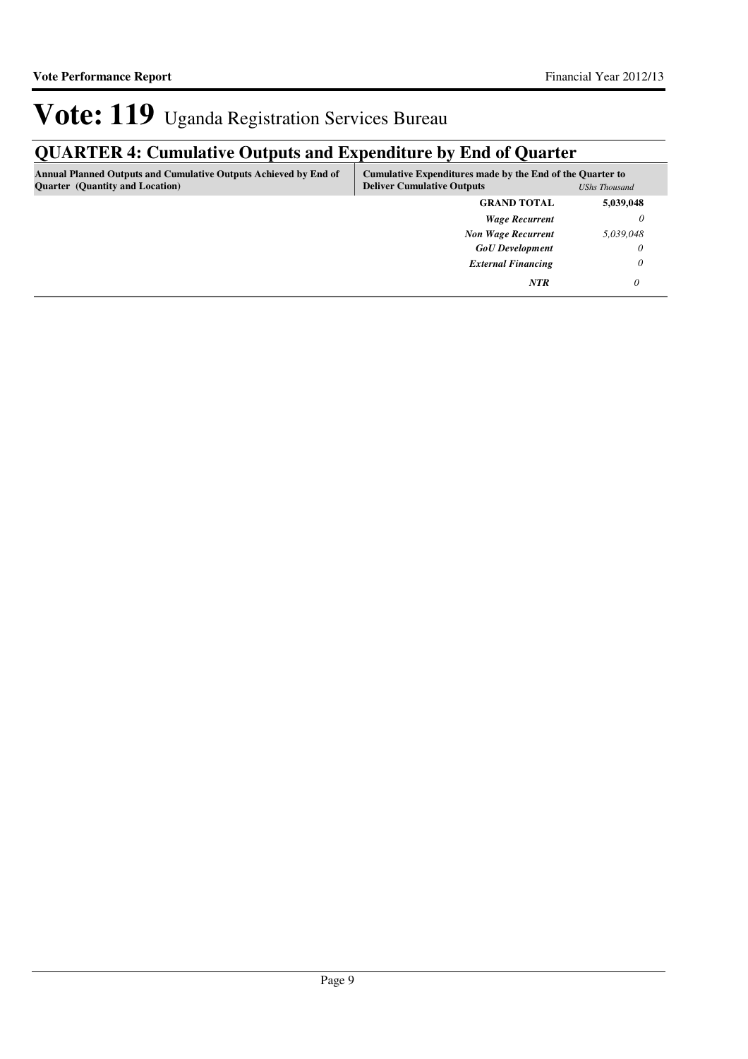# Vote: 119 Uganda Registration Services Bureau

## QUARTER 4: Cumulative Outputs and Expenditure by End of Quarter

| Annual Planned Outputs and Cumulative Outputs Achieved by End of Quarter (Quantity and Location) | Cumulative Expenditures made by the End of the Quarter to Deliver Cumulative Outputs | *UShs Thousand* |
|---|---|---|
| | **GRAND TOTAL** | **5,039,048** |
| | ***Wage Recurrent*** | *0* |
| | ***Non Wage Recurrent*** | *5,039,048* |
| | ***GoU Development*** | *0* |
| | ***External Financing*** | *0* |
| | ***NTR*** | *0* |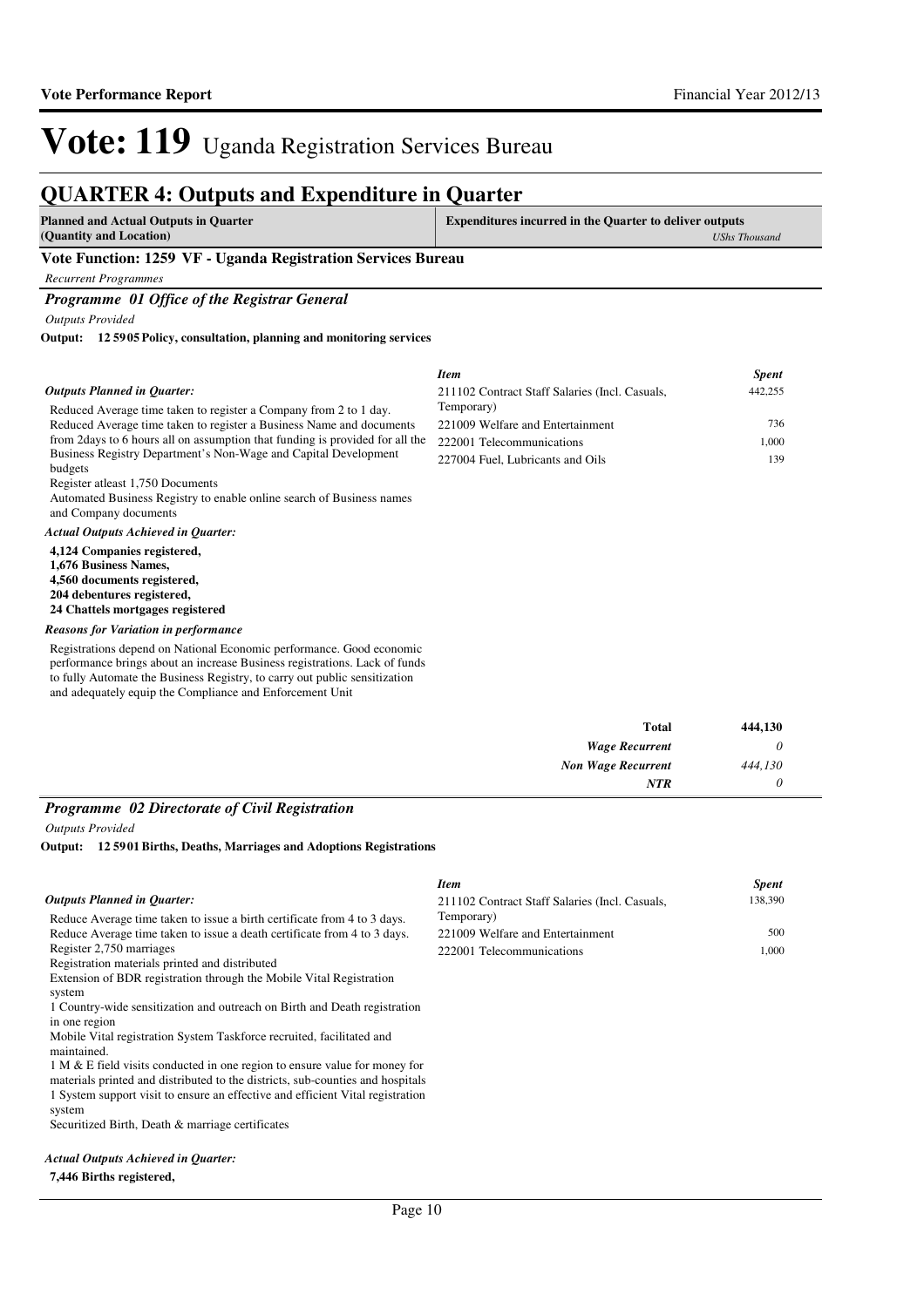# Vote: 119 Uganda Registration Services Bureau

## QUARTER 4: Outputs and Expenditure in Quarter

| **Planned and Actual Outputs in Quarter (Quantity and Location)** | **Expenditures incurred in the Quarter to deliver outputs** *UShs Thousand* |
|---|---|

### Vote Function: 1259 VF - Uganda Registration Services Bureau

*Recurrent Programmes*

#### *Programme 01 Office of the Registrar General*

*Outputs Provided*

**Output: 12 5905 Policy, consultation, planning and monitoring services**

***Outputs Planned in Quarter:***

Reduced Average time taken to register a Company from 2 to 1 day.
Reduced Average time taken to register a Business Name and documents from 2days to 6 hours all on assumption that funding is provided for all the Business Registry Department's Non-Wage and Capital Development budgets
Register atleast 1,750 Documents
Automated Business Registry to enable online search of Business names and Company documents

***Actual Outputs Achieved in Quarter:***

**4,124 Companies registered,**
**1,676 Business Names,**
**4,560 documents registered,**
**204 debentures registered,**
**24 Chattels mortgages registered**

***Reasons for Variation in performance***

Registrations depend on National Economic performance. Good economic performance brings about an increase Business registrations. Lack of funds to fully Automate the Business Registry, to carry out public sensitization and adequately equip the Compliance and Enforcement Unit

| *Item* | *Spent* |
|---|---|
| 211102 Contract Staff Salaries (Incl. Casuals, Temporary) | 442,255 |
| 221009 Welfare and Entertainment | 736 |
| 222001 Telecommunications | 1,000 |
| 227004 Fuel, Lubricants and Oils | 139 |

| | |
|---|---|
| **Total** | **444,130** |
| ***Wage Recurrent*** | *0* |
| ***Non Wage Recurrent*** | *444,130* |
| ***NTR*** | *0* |

#### *Programme 02 Directorate of Civil Registration*

*Outputs Provided*

**Output: 12 5901 Births, Deaths, Marriages and Adoptions Registrations**

***Outputs Planned in Quarter:***

Reduce Average time taken to issue a birth certificate from 4 to 3 days.
Reduce Average time taken to issue a death certificate from 4 to 3 days.
Register 2,750 marriages
Registration materials printed and distributed
Extension of BDR registration through the Mobile Vital Registration system
1 Country-wide sensitization and outreach on Birth and Death registration in one region
Mobile Vital registration System Taskforce recruited, facilitated and maintained.
1 M & E field visits conducted in one region to ensure value for money for materials printed and distributed to the districts, sub-counties and hospitals
1 System support visit to ensure an effective and efficient Vital registration system
Securitized Birth, Death & marriage certificates

***Actual Outputs Achieved in Quarter:***

**7,446 Births registered,**

| *Item* | *Spent* |
|---|---|
| 211102 Contract Staff Salaries (Incl. Casuals, Temporary) | 138,390 |
| 221009 Welfare and Entertainment | 500 |
| 222001 Telecommunications | 1,000 |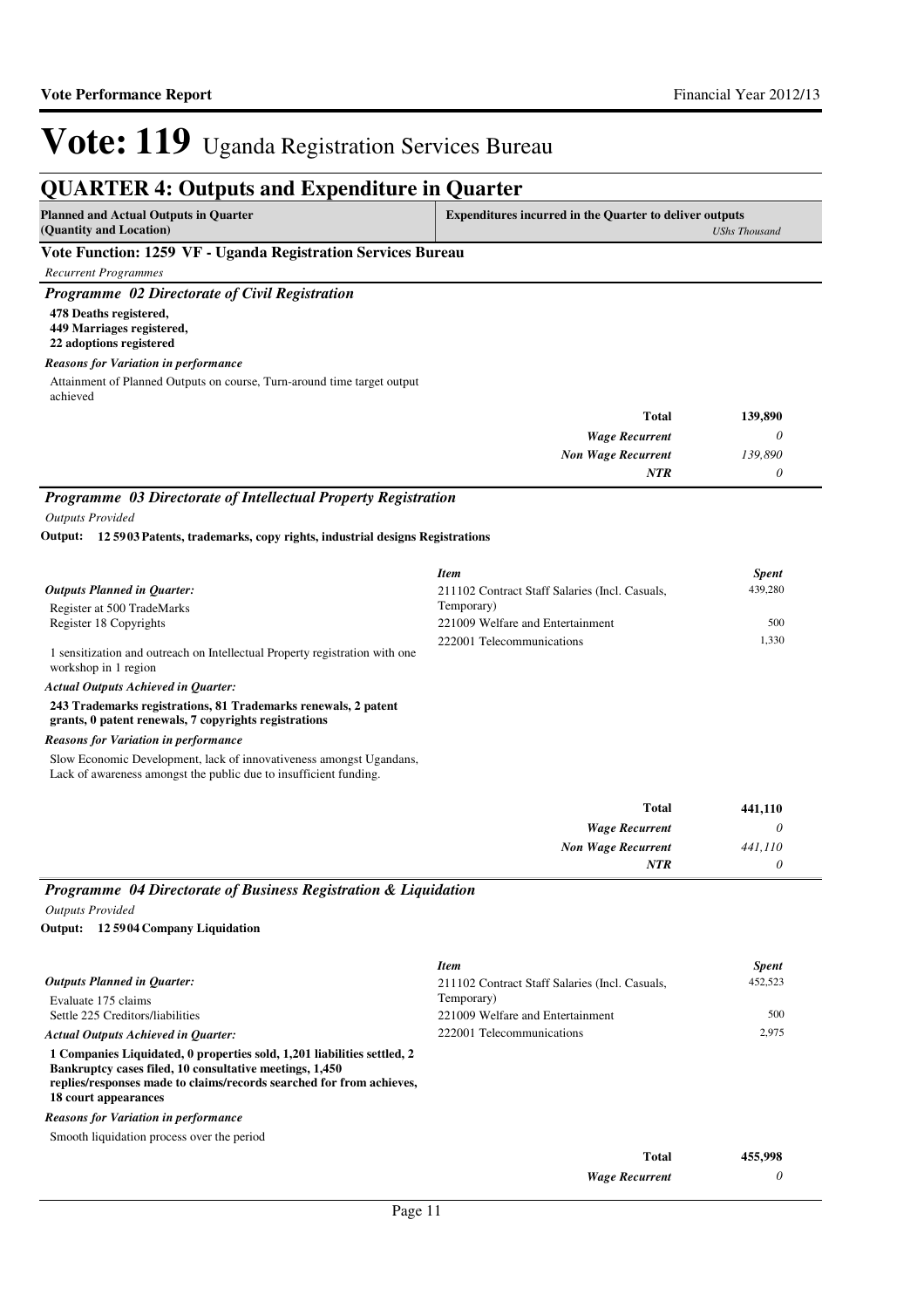# Vote: 119 Uganda Registration Services Bureau

## QUARTER 4: Outputs and Expenditure in Quarter

| Planned and Actual Outputs in Quarter (Quantity and Location) | Expenditures incurred in the Quarter to deliver outputs *UShs Thousand* |
|---|---|

### Vote Function: 1259 VF - Uganda Registration Services Bureau

*Recurrent Programmes*

#### *Programme 02 Directorate of Civil Registration*

**478 Deaths registered,**
**449 Marriages registered,**
**22 adoptions registered**

*Reasons for Variation in performance*

Attainment of Planned Outputs on course, Turn-around time target output achieved

| | |
|---|---|
| **Total** | **139,890** |
| *Wage Recurrent* | *0* |
| *Non Wage Recurrent* | *139,890* |
| *NTR* | *0* |

#### *Programme 03 Directorate of Intellectual Property Registration*

*Outputs Provided*

**Output: 12 5903 Patents, trademarks, copy rights, industrial designs Registrations**

*Outputs Planned in Quarter:*

Register at 500 TradeMarks
Register 18 Copyrights

1 sensitization and outreach on Intellectual Property registration with one workshop in 1 region

*Actual Outputs Achieved in Quarter:*

**243 Trademarks registrations, 81 Trademarks renewals, 2 patent grants, 0 patent renewals, 7 copyrights registrations**

*Reasons for Variation in performance*

Slow Economic Development, lack of innovativeness amongst Ugandans, Lack of awareness amongst the public due to insufficient funding.

| *Item* | *Spent* |
|---|---|
| 211102 Contract Staff Salaries (Incl. Casuals, Temporary) | 439,280 |
| 221009 Welfare and Entertainment | 500 |
| 222001 Telecommunications | 1,330 |

| | |
|---|---|
| **Total** | **441,110** |
| *Wage Recurrent* | *0* |
| *Non Wage Recurrent* | *441,110* |
| *NTR* | *0* |

#### *Programme 04 Directorate of Business Registration & Liquidation*

*Outputs Provided*

**Output: 12 5904 Company Liquidation**

*Outputs Planned in Quarter:*

Evaluate 175 claims
Settle 225 Creditors/liabilities

*Actual Outputs Achieved in Quarter:*

**1 Companies Liquidated, 0 properties sold, 1,201 liabilities settled, 2 Bankruptcy cases filed, 10 consultative meetings, 1,450 replies/responses made to claims/records searched for from achieves, 18 court appearances**

*Reasons for Variation in performance*

Smooth liquidation process over the period

| *Item* | *Spent* |
|---|---|
| 211102 Contract Staff Salaries (Incl. Casuals, Temporary) | 452,523 |
| 221009 Welfare and Entertainment | 500 |
| 222001 Telecommunications | 2,975 |

| | |
|---|---|
| **Total** | **455,998** |
| *Wage Recurrent* | *0* |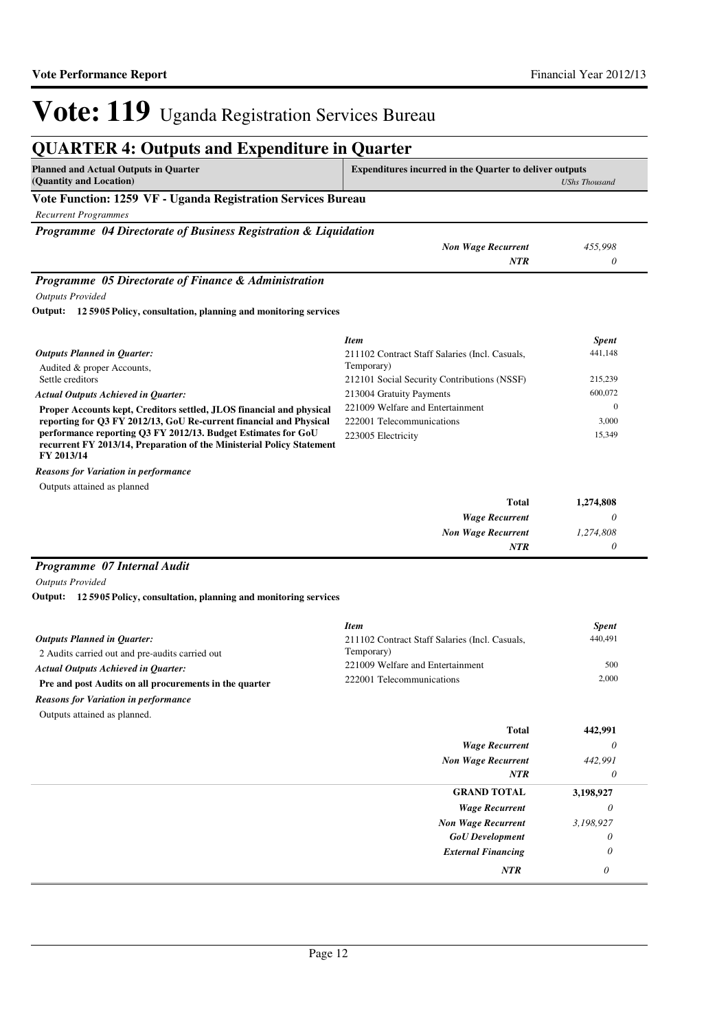# Vote: 119 Uganda Registration Services Bureau

## QUARTER 4: Outputs and Expenditure in Quarter

| Planned and Actual Outputs in Quarter (Quantity and Location) | Expenditures incurred in the Quarter to deliver outputs | *UShs Thousand* |
|---|---|---|

### Vote Function: 1259 VF - Uganda Registration Services Bureau

*Recurrent Programmes*

#### *Programme 04 Directorate of Business Registration & Liquidation*

| | |
|---|---|
| ***Non Wage Recurrent*** | *455,998* |
| ***NTR*** | *0* |

#### *Programme 05 Directorate of Finance & Administration*

*Outputs Provided*

**Output: 12 5905 Policy, consultation, planning and monitoring services**

***Outputs Planned in Quarter:***

Audited & proper Accounts,
Settle creditors

***Actual Outputs Achieved in Quarter:***

**Proper Accounts kept, Creditors settled, JLOS financial and physical reporting for Q3 FY 2012/13, GoU Re-current financial and Physical performance reporting Q3 FY 2012/13. Budget Estimates for GoU recurrent FY 2013/14, Preparation of the Ministerial Policy Statement FY 2013/14**

***Reasons for Variation in performance***

Outputs attained as planned

| *Item* | *Spent* |
|---|---|
| 211102 Contract Staff Salaries (Incl. Casuals, Temporary) | 441,148 |
| 212101 Social Security Contributions (NSSF) | 215,239 |
| 213004 Gratuity Payments | 600,072 |
| 221009 Welfare and Entertainment | 0 |
| 222001 Telecommunications | 3,000 |
| 223005 Electricity | 15,349 |

| | |
|---|---|
| **Total** | **1,274,808** |
| ***Wage Recurrent*** | *0* |
| ***Non Wage Recurrent*** | *1,274,808* |
| ***NTR*** | *0* |

#### *Programme 07 Internal Audit*

*Outputs Provided*

**Output: 12 5905 Policy, consultation, planning and monitoring services**

***Outputs Planned in Quarter:***

2 Audits carried out and pre-audits carried out

***Actual Outputs Achieved in Quarter:***

**Pre and post Audits on all procurements in the quarter**

***Reasons for Variation in performance***

Outputs attained as planned.

| *Item* | *Spent* |
|---|---|
| 211102 Contract Staff Salaries (Incl. Casuals, Temporary) | 440,491 |
| 221009 Welfare and Entertainment | 500 |
| 222001 Telecommunications | 2,000 |

| | |
|---|---|
| **Total** | **442,991** |
| ***Wage Recurrent*** | *0* |
| ***Non Wage Recurrent*** | *442,991* |
| ***NTR*** | *0* |

| | |
|---|---|
| **GRAND TOTAL** | **3,198,927** |
| ***Wage Recurrent*** | *0* |
| ***Non Wage Recurrent*** | *3,198,927* |
| ***GoU Development*** | *0* |
| ***External Financing*** | *0* |
| ***NTR*** | *0* |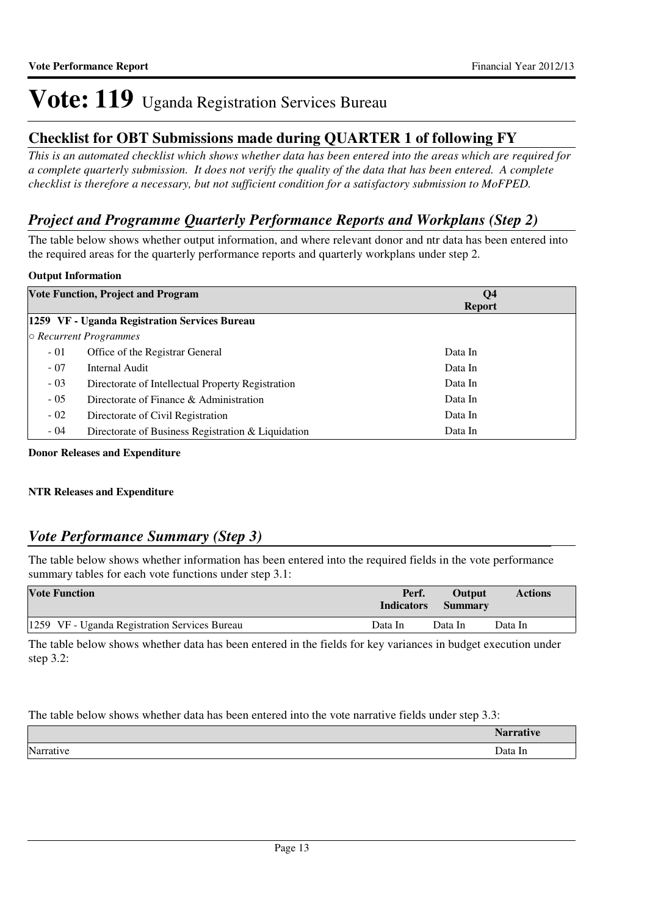# Vote: 119 Uganda Registration Services Bureau

## Checklist for OBT Submissions made during QUARTER 1 of following FY

*This is an automated checklist which shows whether data has been entered into the areas which are required for a complete quarterly submission. It does not verify the quality of the data that has been entered. A complete checklist is therefore a necessary, but not sufficient condition for a satisfactory submission to MoFPED.*

## *Project and Programme Quarterly Performance Reports and Workplans (Step 2)*

The table below shows whether output information, and where relevant donor and ntr data has been entered into the required areas for the quarterly performance reports and quarterly workplans under step 2.

**Output Information**

| Vote Function, Project and Program | | Q4 Report |
|---|---|---|
| **1259 VF - Uganda Registration Services Bureau** | | |
| ○ *Recurrent Programmes* | | |
| - 01 | Office of the Registrar General | Data In |
| - 07 | Internal Audit | Data In |
| - 03 | Directorate of Intellectual Property Registration | Data In |
| - 05 | Directorate of Finance & Administration | Data In |
| - 02 | Directorate of Civil Registration | Data In |
| - 04 | Directorate of Business Registration & Liquidation | Data In |

**Donor Releases and Expenditure**

**NTR Releases and Expenditure**

## *Vote Performance Summary (Step 3)*

The table below shows whether information has been entered into the required fields in the vote performance summary tables for each vote functions under step 3.1:

| Vote Function | Perf. Indicators | Output Summary | Actions |
|---|---|---|---|
| 1259 VF - Uganda Registration Services Bureau | Data In | Data In | Data In |

The table below shows whether data has been entered in the fields for key variances in budget execution under step 3.2:

The table below shows whether data has been entered into the vote narrative fields under step 3.3:

| | Narrative |
|---|---|
| Narrative | Data In |